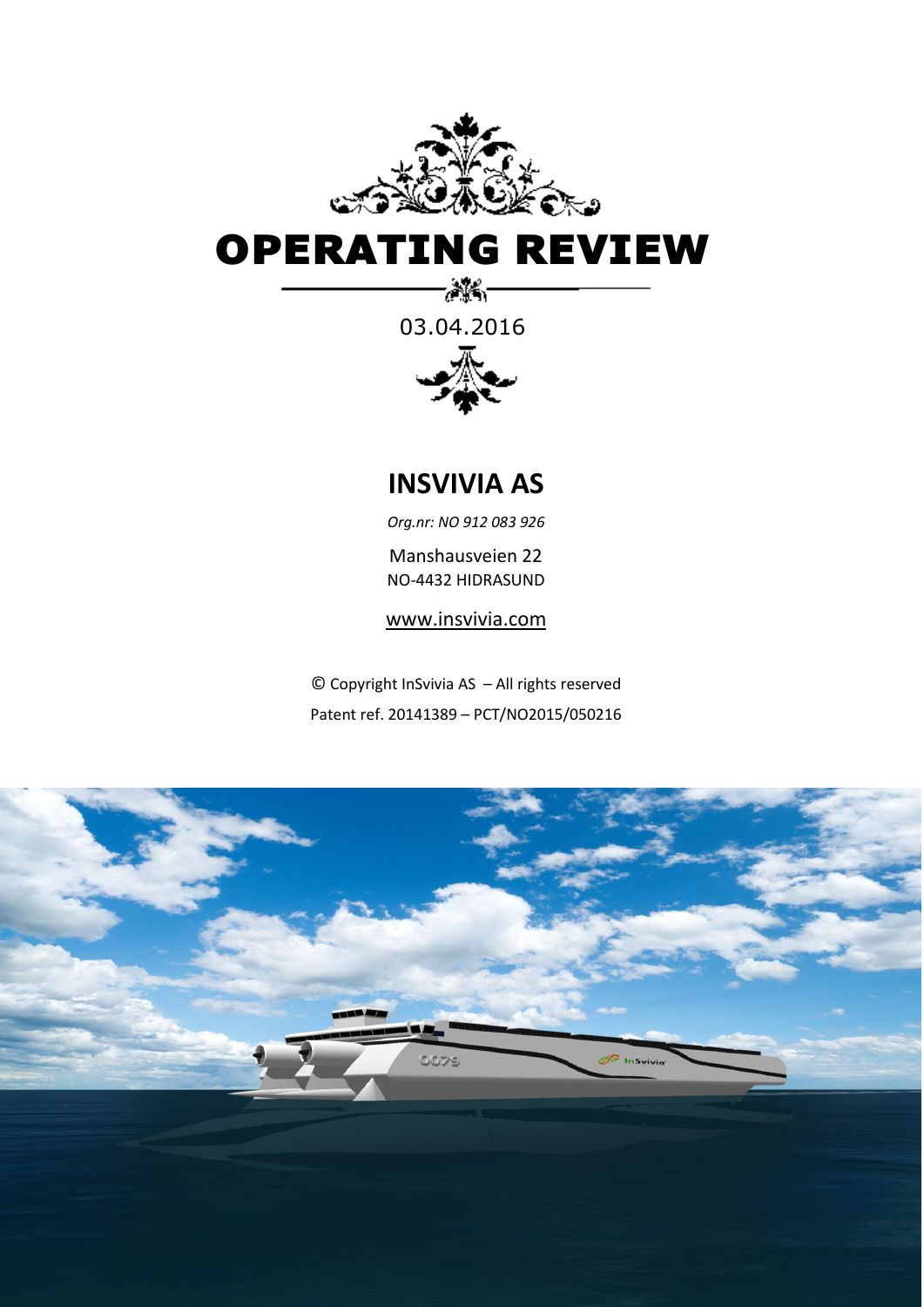# OPERATING REVIEW

03.04.2016

## INSVIVIA AS

*Org.nr: NO 912 083 926*

Manshausveien 22
NO-4432 HIDRASUND

www.insvivia.com

© Copyright InSvivia AS – All rights reserved

Patent ref. 20141389 – PCT/NO2015/050216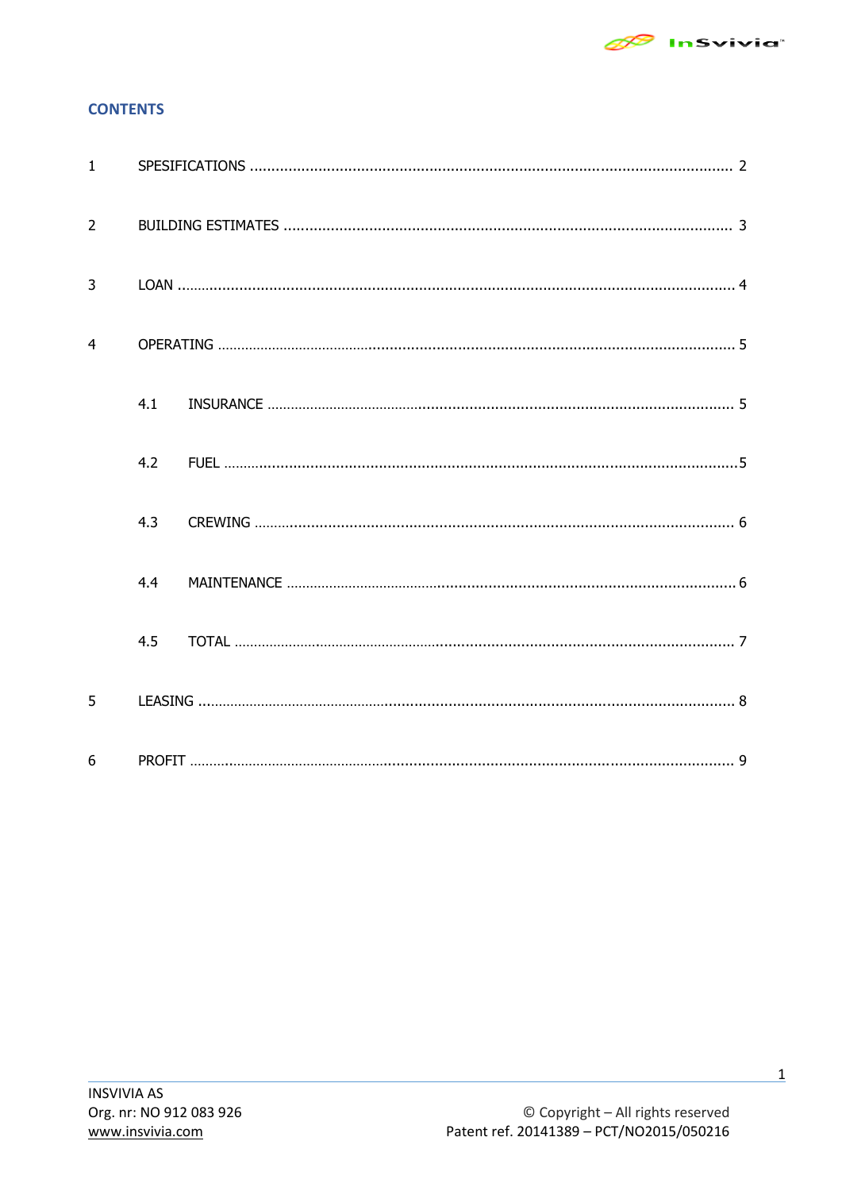## CONTENTS

1 SPESIFICATIONS ........................................................................................................ 2

2 BUILDING ESTIMATES ............................................................................................... 3

3 LOAN ......................................................................................................................... 4

4 OPERATING ............................................................................................................... 5

4.1 INSURANCE ............................................................................................................ 5

4.2 FUEL ........................................................................................................................ 5

4.3 CREWING ................................................................................................................ 6

4.4 MAINTENANCE ....................................................................................................... 6

4.5 TOTAL ..................................................................................................................... 7

5 LEASING ..................................................................................................................... 8

6 PROFIT ....................................................................................................................... 9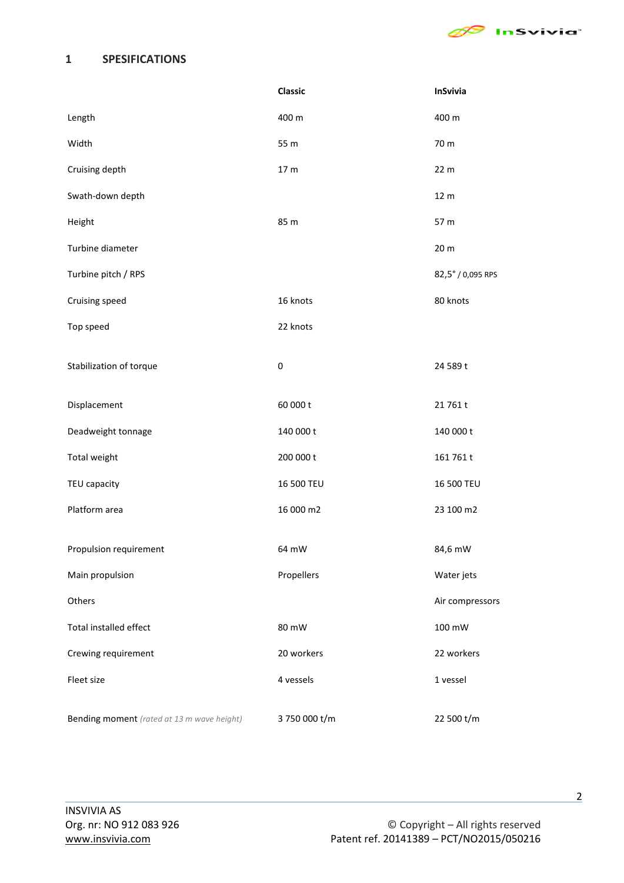# 1 SPESIFICATIONS

| | Classic | InSvivia |
|---|---|---|
| Length | 400 m | 400 m |
| Width | 55 m | 70 m |
| Cruising depth | 17 m | 22 m |
| Swath-down depth | | 12 m |
| Height | 85 m | 57 m |
| Turbine diameter | | 20 m |
| Turbine pitch / RPS | | 82,5° / 0,095 RPS |
| Cruising speed | 16 knots | 80 knots |
| Top speed | 22 knots | |
| Stabilization of torque | 0 | 24 589 t |
| Displacement | 60 000 t | 21 761 t |
| Deadweight tonnage | 140 000 t | 140 000 t |
| Total weight | 200 000 t | 161 761 t |
| TEU capacity | 16 500 TEU | 16 500 TEU |
| Platform area | 16 000 m2 | 23 100 m2 |
| Propulsion requirement | 64 mW | 84,6 mW |
| Main propulsion | Propellers | Water jets |
| Others | | Air compressors |
| Total installed effect | 80 mW | 100 mW |
| Crewing requirement | 20 workers | 22 workers |
| Fleet size | 4 vessels | 1 vessel |
| Bending moment *(rated at 13 m wave height)* | 3 750 000 t/m | 22 500 t/m |

INSVIVIA AS
Org. nr: NO 912 083 926
www.insvivia.com

© Copyright – All rights reserved
Patent ref. 20141389 – PCT/NO2015/050216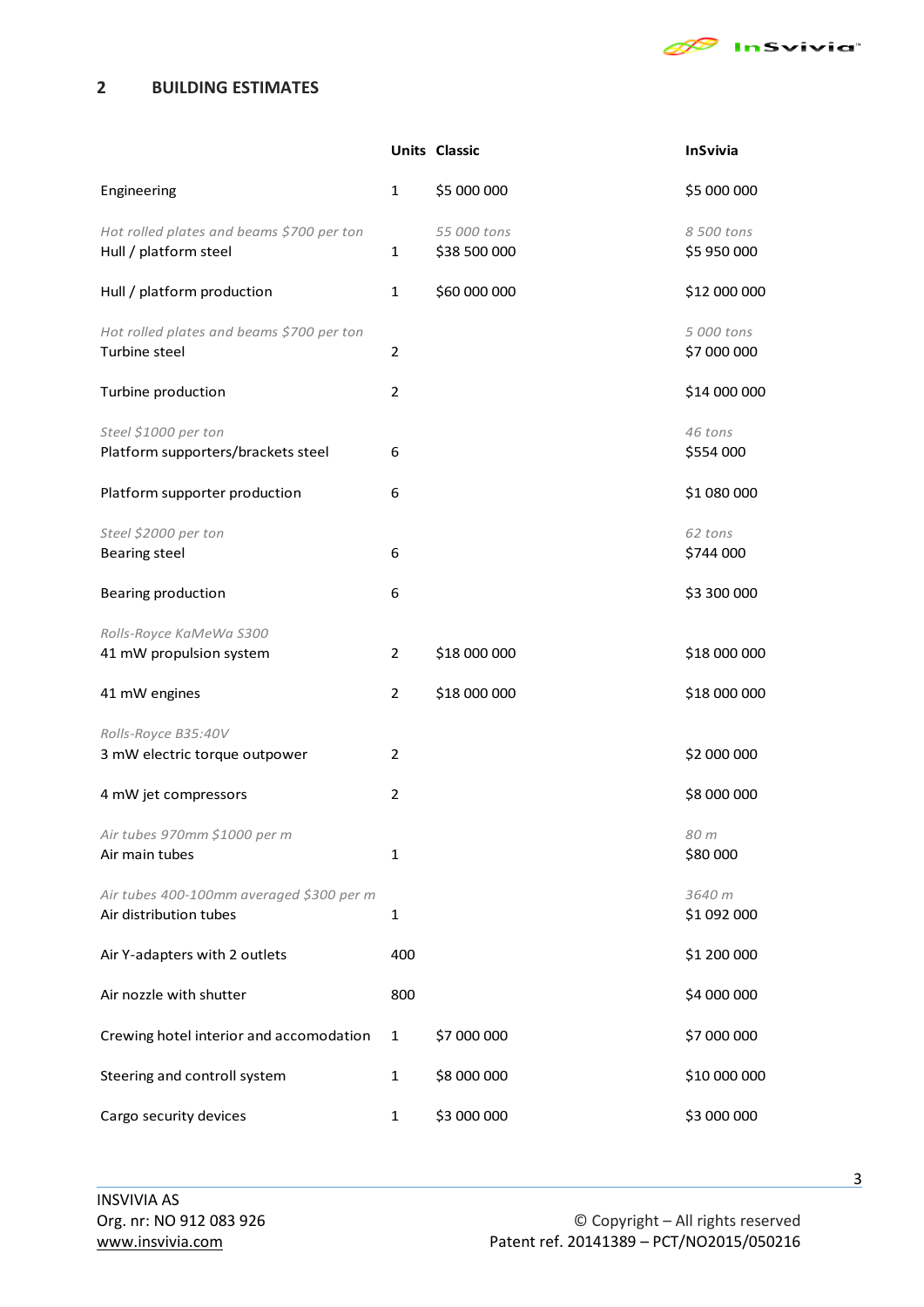## 2 BUILDING ESTIMATES

| | Units | Classic | InSvivia |
|---|---|---|---|
| Engineering | 1 | $5 000 000 | $5 000 000 |
| *Hot rolled plates and beams $700 per ton*<br>Hull / platform steel | 1 | *55 000 tons*<br>$38 500 000 | *8 500 tons*<br>$5 950 000 |
| Hull / platform production | 1 | $60 000 000 | $12 000 000 |
| *Hot rolled plates and beams $700 per ton*<br>Turbine steel | 2 | | *5 000 tons*<br>$7 000 000 |
| Turbine production | 2 | | $14 000 000 |
| *Steel $1000 per ton*<br>Platform supporters/brackets steel | 6 | | *46 tons*<br>$554 000 |
| Platform supporter production | 6 | | $1 080 000 |
| *Steel $2000 per ton*<br>Bearing steel | 6 | | *62 tons*<br>$744 000 |
| Bearing production | 6 | | $3 300 000 |
| *Rolls-Royce KaMeWa S300*<br>41 mW propulsion system | 2 | $18 000 000 | $18 000 000 |
| 41 mW engines | 2 | $18 000 000 | $18 000 000 |
| *Rolls-Royce B35:40V*<br>3 mW electric torque outpower | 2 | | $2 000 000 |
| 4 mW jet compressors | 2 | | $8 000 000 |
| *Air tubes 970mm $1000 per m*<br>Air main tubes | 1 | | *80 m*<br>$80 000 |
| *Air tubes 400-100mm averaged $300 per m*<br>Air distribution tubes | 1 | | *3640 m*<br>$1 092 000 |
| Air Y-adapters with 2 outlets | 400 | | $1 200 000 |
| Air nozzle with shutter | 800 | | $4 000 000 |
| Crewing hotel interior and accomodation | 1 | $7 000 000 | $7 000 000 |
| Steering and controll system | 1 | $8 000 000 | $10 000 000 |
| Cargo security devices | 1 | $3 000 000 | $3 000 000 |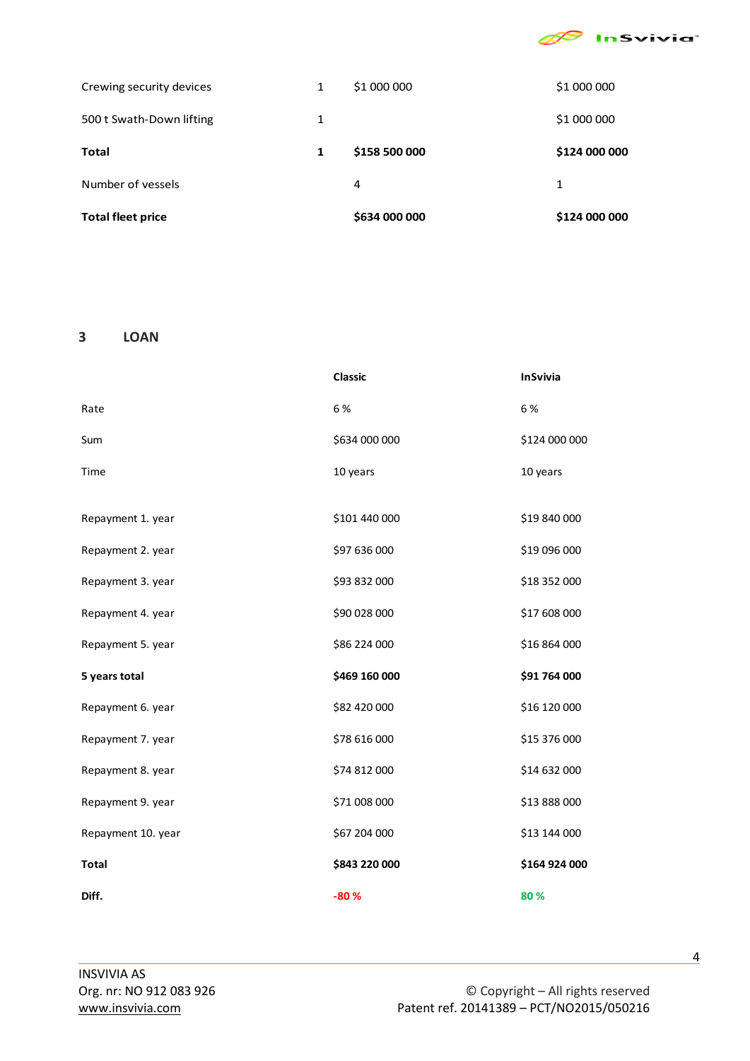| | | | |
|---|---|---|---|
| Crewing security devices | 1 | $1 000 000 | $1 000 000 |
| 500 t Swath-Down lifting | 1 | | $1 000 000 |
| **Total** | **1** | **$158 500 000** | **$124 000 000** |
| Number of vessels | | 4 | 1 |
| **Total fleet price** | | **$634 000 000** | **$124 000 000** |

## 3 LOAN

| | **Classic** | **InSvivia** |
|---|---|---|
| Rate | 6 % | 6 % |
| Sum | $634 000 000 | $124 000 000 |
| Time | 10 years | 10 years |
| | | |
| Repayment 1. year | $101 440 000 | $19 840 000 |
| Repayment 2. year | $97 636 000 | $19 096 000 |
| Repayment 3. year | $93 832 000 | $18 352 000 |
| Repayment 4. year | $90 028 000 | $17 608 000 |
| Repayment 5. year | $86 224 000 | $16 864 000 |
| **5 years total** | **$469 160 000** | **$91 764 000** |
| Repayment 6. year | $82 420 000 | $16 120 000 |
| Repayment 7. year | $78 616 000 | $15 376 000 |
| Repayment 8. year | $74 812 000 | $14 632 000 |
| Repayment 9. year | $71 008 000 | $13 888 000 |
| Repayment 10. year | $67 204 000 | $13 144 000 |
| **Total** | **$843 220 000** | **$164 924 000** |
| **Diff.** | **-80 %** | **80 %** |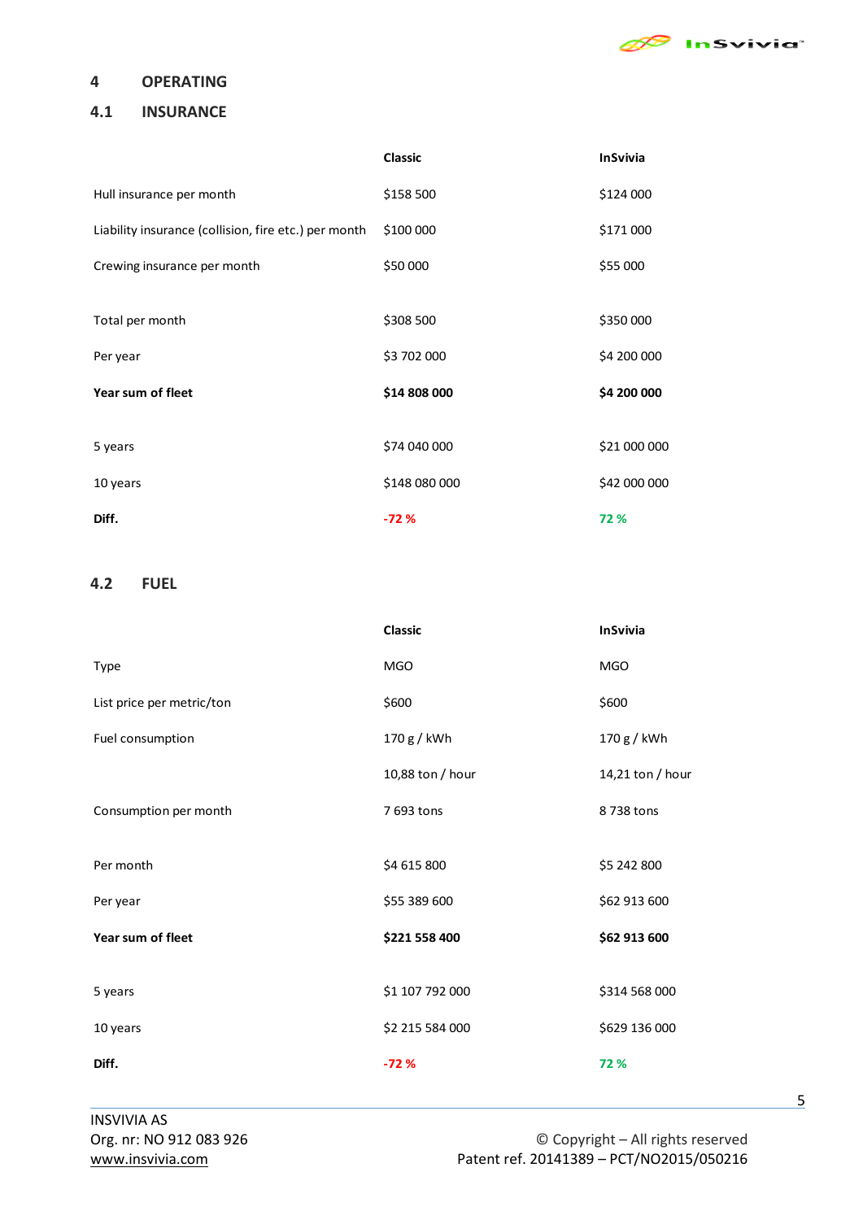# 4 OPERATING

## 4.1 INSURANCE

| | Classic | InSvivia |
|---|---|---|
| Hull insurance per month | $158 500 | $124 000 |
| Liability insurance (collision, fire etc.) per month | $100 000 | $171 000 |
| Crewing insurance per month | $50 000 | $55 000 |
| | | |
| Total per month | $308 500 | $350 000 |
| Per year | $3 702 000 | $4 200 000 |
| **Year sum of fleet** | **$14 808 000** | **$4 200 000** |
| | | |
| 5 years | $74 040 000 | $21 000 000 |
| 10 years | $148 080 000 | $42 000 000 |
| **Diff.** | **-72 %** | **72 %** |

## 4.2 FUEL

| | Classic | InSvivia |
|---|---|---|
| Type | MGO | MGO |
| List price per metric/ton | $600 | $600 |
| Fuel consumption | 170 g / kWh | 170 g / kWh |
| | 10,88 ton / hour | 14,21 ton / hour |
| Consumption per month | 7 693 tons | 8 738 tons |
| | | |
| Per month | $4 615 800 | $5 242 800 |
| Per year | $55 389 600 | $62 913 600 |
| **Year sum of fleet** | **$221 558 400** | **$62 913 600** |
| | | |
| 5 years | $1 107 792 000 | $314 568 000 |
| 10 years | $2 215 584 000 | $629 136 000 |
| **Diff.** | **-72 %** | **72 %** |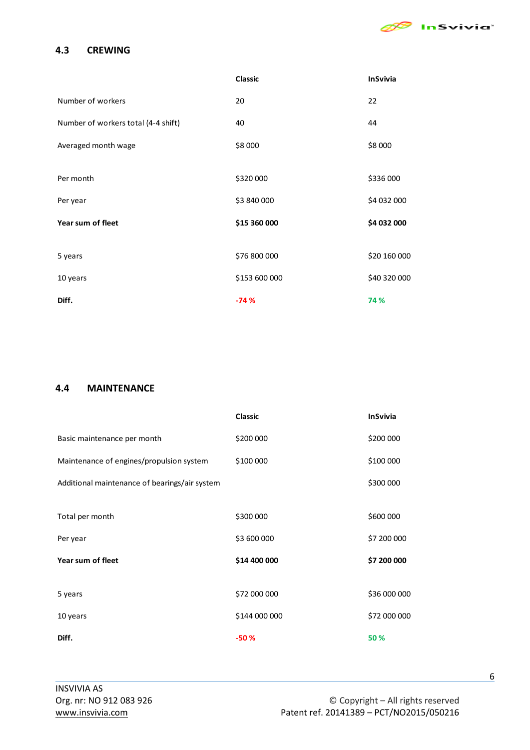## 4.3 CREWING

| | Classic | InSvivia |
|---|---|---|
| Number of workers | 20 | 22 |
| Number of workers total (4-4 shift) | 40 | 44 |
| Averaged month wage | $8 000 | $8 000 |
| | | |
| Per month | $320 000 | $336 000 |
| Per year | $3 840 000 | $4 032 000 |
| **Year sum of fleet** | **$15 360 000** | **$4 032 000** |
| | | |
| 5 years | $76 800 000 | $20 160 000 |
| 10 years | $153 600 000 | $40 320 000 |
| **Diff.** | **-74 %** | **74 %** |

## 4.4 MAINTENANCE

| | Classic | InSvivia |
|---|---|---|
| Basic maintenance per month | $200 000 | $200 000 |
| Maintenance of engines/propulsion system | $100 000 | $100 000 |
| Additional maintenance of bearings/air system | | $300 000 |
| | | |
| Total per month | $300 000 | $600 000 |
| Per year | $3 600 000 | $7 200 000 |
| **Year sum of fleet** | **$14 400 000** | **$7 200 000** |
| | | |
| 5 years | $72 000 000 | $36 000 000 |
| 10 years | $144 000 000 | $72 000 000 |
| **Diff.** | **-50 %** | **50 %** |

INSVIVIA AS
Org. nr: NO 912 083 926
www.insvivia.com

© Copyright – All rights reserved
Patent ref. 20141389 – PCT/NO2015/050216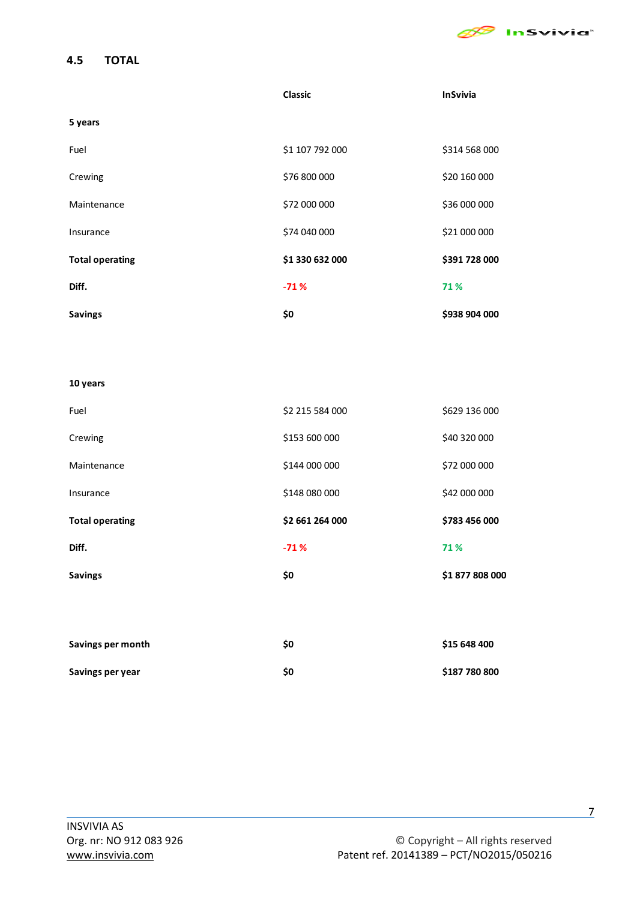## 4.5 TOTAL

| | Classic | InSvivia |
|---|---|---|
| **5 years** | | |
| Fuel | $1 107 792 000 | $314 568 000 |
| Crewing | $76 800 000 | $20 160 000 |
| Maintenance | $72 000 000 | $36 000 000 |
| Insurance | $74 040 000 | $21 000 000 |
| **Total operating** | **$1 330 632 000** | **$391 728 000** |
| **Diff.** | **-71 %** | **71 %** |
| **Savings** | **$0** | **$938 904 000** |
| | | |
| **10 years** | | |
| Fuel | $2 215 584 000 | $629 136 000 |
| Crewing | $153 600 000 | $40 320 000 |
| Maintenance | $144 000 000 | $72 000 000 |
| Insurance | $148 080 000 | $42 000 000 |
| **Total operating** | **$2 661 264 000** | **$783 456 000** |
| **Diff.** | **-71 %** | **71 %** |
| **Savings** | **$0** | **$1 877 808 000** |
| | | |
| **Savings per month** | **$0** | **$15 648 400** |
| **Savings per year** | **$0** | **$187 780 800** |

INSVIVIA AS
Org. nr: NO 912 083 926
www.insvivia.com

© Copyright – All rights reserved
Patent ref. 20141389 – PCT/NO2015/050216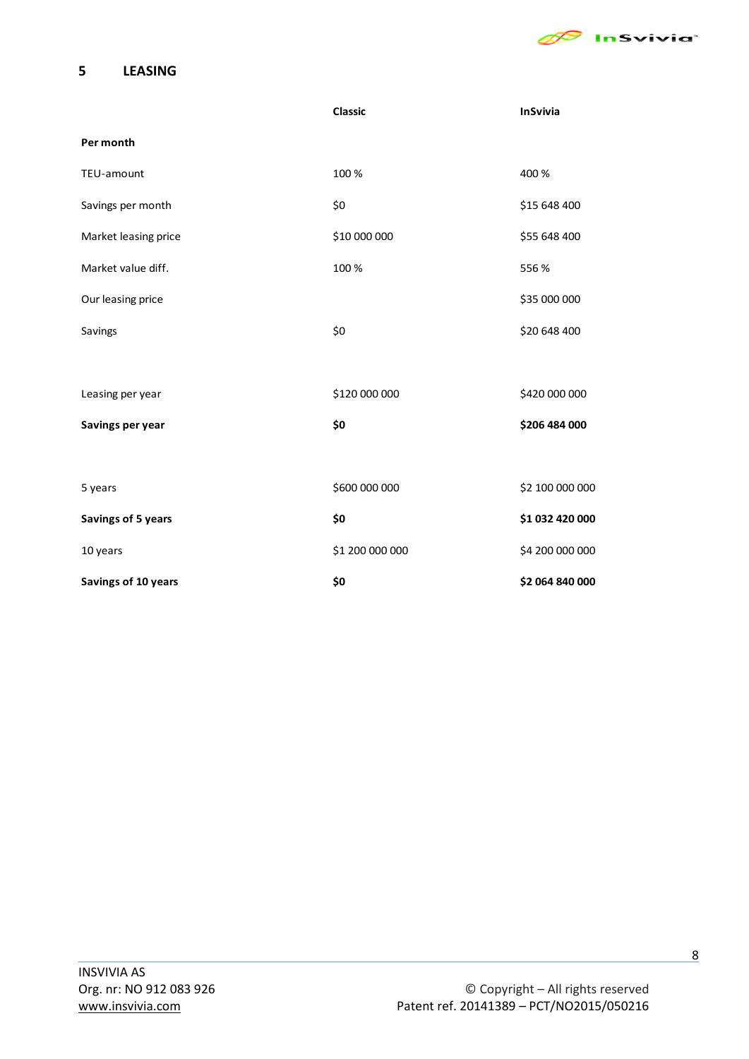## 5 LEASING

| | Classic | InSvivia |
|---|---|---|
| **Per month** | | |
| TEU-amount | 100 % | 400 % |
| Savings per month | $0 | $15 648 400 |
| Market leasing price | $10 000 000 | $55 648 400 |
| Market value diff. | 100 % | 556 % |
| Our leasing price | | $35 000 000 |
| Savings | $0 | $20 648 400 |
| | | |
| Leasing per year | $120 000 000 | $420 000 000 |
| **Savings per year** | **$0** | **$206 484 000** |
| | | |
| 5 years | $600 000 000 | $2 100 000 000 |
| **Savings of 5 years** | **$0** | **$1 032 420 000** |
| 10 years | $1 200 000 000 | $4 200 000 000 |
| **Savings of 10 years** | **$0** | **$2 064 840 000** |

INSVIVIA AS
Org. nr: NO 912 083 926
www.insvivia.com

© Copyright – All rights reserved
Patent ref. 20141389 – PCT/NO2015/050216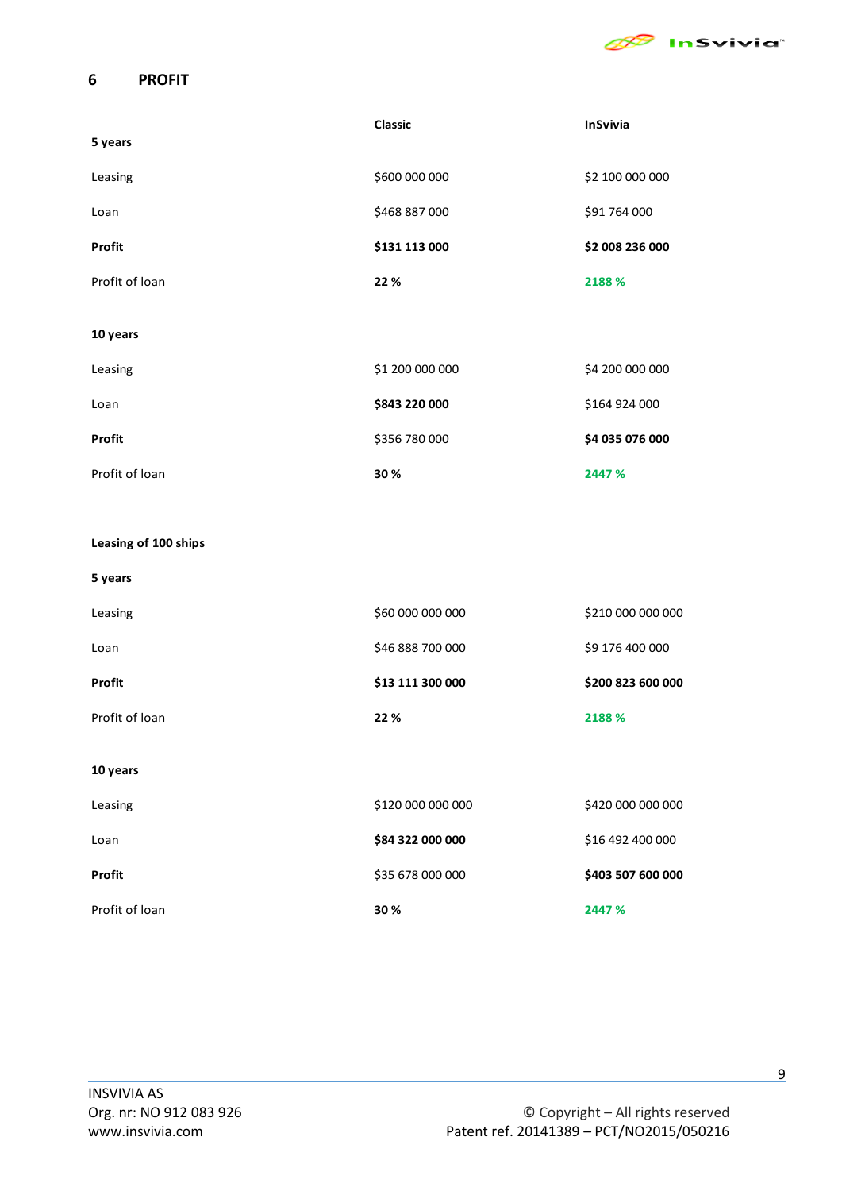## 6 PROFIT

| | Classic | InSvivia |
|---|---|---|
| **5 years** | | |
| Leasing | $600 000 000 | $2 100 000 000 |
| Loan | $468 887 000 | $91 764 000 |
| **Profit** | **$131 113 000** | **$2 008 236 000** |
| Profit of loan | **22 %** | **2188 %** |
| **10 years** | | |
| Leasing | $1 200 000 000 | $4 200 000 000 |
| Loan | **$843 220 000** | $164 924 000 |
| **Profit** | $356 780 000 | **$4 035 076 000** |
| Profit of loan | **30 %** | **2447 %** |

**Leasing of 100 ships**

| | | |
|---|---|---|
| **5 years** | | |
| Leasing | $60 000 000 000 | $210 000 000 000 |
| Loan | $46 888 700 000 | $9 176 400 000 |
| **Profit** | **$13 111 300 000** | **$200 823 600 000** |
| Profit of loan | **22 %** | **2188 %** |
| **10 years** | | |
| Leasing | $120 000 000 000 | $420 000 000 000 |
| Loan | **$84 322 000 000** | $16 492 400 000 |
| **Profit** | $35 678 000 000 | **$403 507 600 000** |
| Profit of loan | **30 %** | **2447 %** |